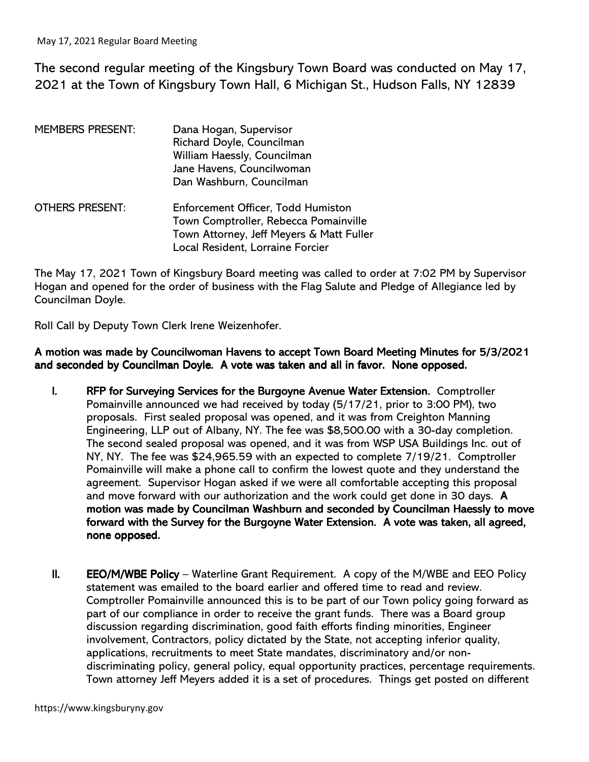The second regular meeting of the Kingsbury Town Board was conducted on May 17, 2021 at the Town of Kingsbury Town Hall, 6 Michigan St., Hudson Falls, NY 12839

MEMBERS PRESENT: Dana Hogan, Supervisor
Richard Doyle, Councilman
William Haessly, Councilman
Jane Havens, Councilwoman
Dan Washburn, Councilman

OTHERS PRESENT: Enforcement Officer, Todd Humiston
Town Comptroller, Rebecca Pomainville
Town Attorney, Jeff Meyers & Matt Fuller
Local Resident, Lorraine Forcier

The May 17, 2021 Town of Kingsbury Board meeting was called to order at 7:02 PM by Supervisor Hogan and opened for the order of business with the Flag Salute and Pledge of Allegiance led by Councilman Doyle.

Roll Call by Deputy Town Clerk Irene Weizenhofer.

**A motion was made by Councilwoman Havens to accept Town Board Meeting Minutes for 5/3/2021 and seconded by Councilman Doyle. A vote was taken and all in favor. None opposed.**

I. **RFP for Surveying Services for the Burgoyne Avenue Water Extension.** Comptroller Pomainville announced we had received by today (5/17/21, prior to 3:00 PM), two proposals. First sealed proposal was opened, and it was from Creighton Manning Engineering, LLP out of Albany, NY. The fee was $8,500.00 with a 30-day completion. The second sealed proposal was opened, and it was from WSP USA Buildings Inc. out of NY, NY. The fee was $24,965.59 with an expected to complete 7/19/21. Comptroller Pomainville will make a phone call to confirm the lowest quote and they understand the agreement. Supervisor Hogan asked if we were all comfortable accepting this proposal and move forward with our authorization and the work could get done in 30 days. **A motion was made by Councilman Washburn and seconded by Councilman Haessly to move forward with the Survey for the Burgoyne Water Extension. A vote was taken, all agreed, none opposed.**

II. **EEO/M/WBE Policy** – Waterline Grant Requirement. A copy of the M/WBE and EEO Policy statement was emailed to the board earlier and offered time to read and review. Comptroller Pomainville announced this is to be part of our Town policy going forward as part of our compliance in order to receive the grant funds. There was a Board group discussion regarding discrimination, good faith efforts finding minorities, Engineer involvement, Contractors, policy dictated by the State, not accepting inferior quality, applications, recruitments to meet State mandates, discriminatory and/or non-discriminating policy, general policy, equal opportunity practices, percentage requirements. Town attorney Jeff Meyers added it is a set of procedures. Things get posted on different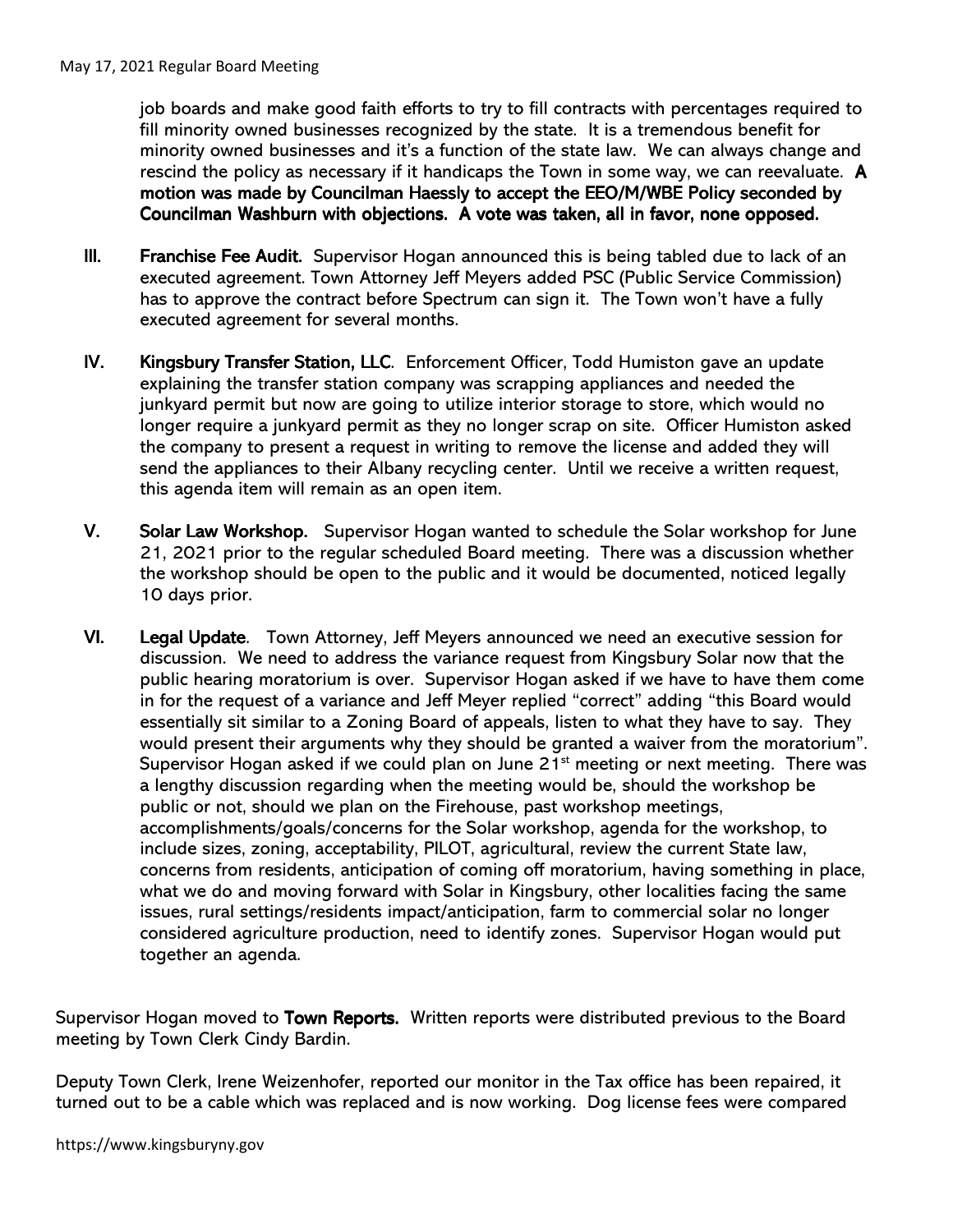job boards and make good faith efforts to try to fill contracts with percentages required to fill minority owned businesses recognized by the state. It is a tremendous benefit for minority owned businesses and it's a function of the state law. We can always change and rescind the policy as necessary if it handicaps the Town in some way, we can reevaluate. **A motion was made by Councilman Haessly to accept the EEO/M/WBE Policy seconded by Councilman Washburn with objections. A vote was taken, all in favor, none opposed.**

III. **Franchise Fee Audit.** Supervisor Hogan announced this is being tabled due to lack of an executed agreement. Town Attorney Jeff Meyers added PSC (Public Service Commission) has to approve the contract before Spectrum can sign it. The Town won't have a fully executed agreement for several months.

IV. **Kingsbury Transfer Station, LLC**. Enforcement Officer, Todd Humiston gave an update explaining the transfer station company was scrapping appliances and needed the junkyard permit but now are going to utilize interior storage to store, which would no longer require a junkyard permit as they no longer scrap on site. Officer Humiston asked the company to present a request in writing to remove the license and added they will send the appliances to their Albany recycling center. Until we receive a written request, this agenda item will remain as an open item.

V. **Solar Law Workshop.** Supervisor Hogan wanted to schedule the Solar workshop for June 21, 2021 prior to the regular scheduled Board meeting. There was a discussion whether the workshop should be open to the public and it would be documented, noticed legally 10 days prior.

VI. **Legal Update**. Town Attorney, Jeff Meyers announced we need an executive session for discussion. We need to address the variance request from Kingsbury Solar now that the public hearing moratorium is over. Supervisor Hogan asked if we have to have them come in for the request of a variance and Jeff Meyer replied "correct" adding "this Board would essentially sit similar to a Zoning Board of appeals, listen to what they have to say. They would present their arguments why they should be granted a waiver from the moratorium". Supervisor Hogan asked if we could plan on June 21st meeting or next meeting. There was a lengthy discussion regarding when the meeting would be, should the workshop be public or not, should we plan on the Firehouse, past workshop meetings, accomplishments/goals/concerns for the Solar workshop, agenda for the workshop, to include sizes, zoning, acceptability, PILOT, agricultural, review the current State law, concerns from residents, anticipation of coming off moratorium, having something in place, what we do and moving forward with Solar in Kingsbury, other localities facing the same issues, rural settings/residents impact/anticipation, farm to commercial solar no longer considered agriculture production, need to identify zones. Supervisor Hogan would put together an agenda.

Supervisor Hogan moved to **Town Reports.** Written reports were distributed previous to the Board meeting by Town Clerk Cindy Bardin.

Deputy Town Clerk, Irene Weizenhofer, reported our monitor in the Tax office has been repaired, it turned out to be a cable which was replaced and is now working. Dog license fees were compared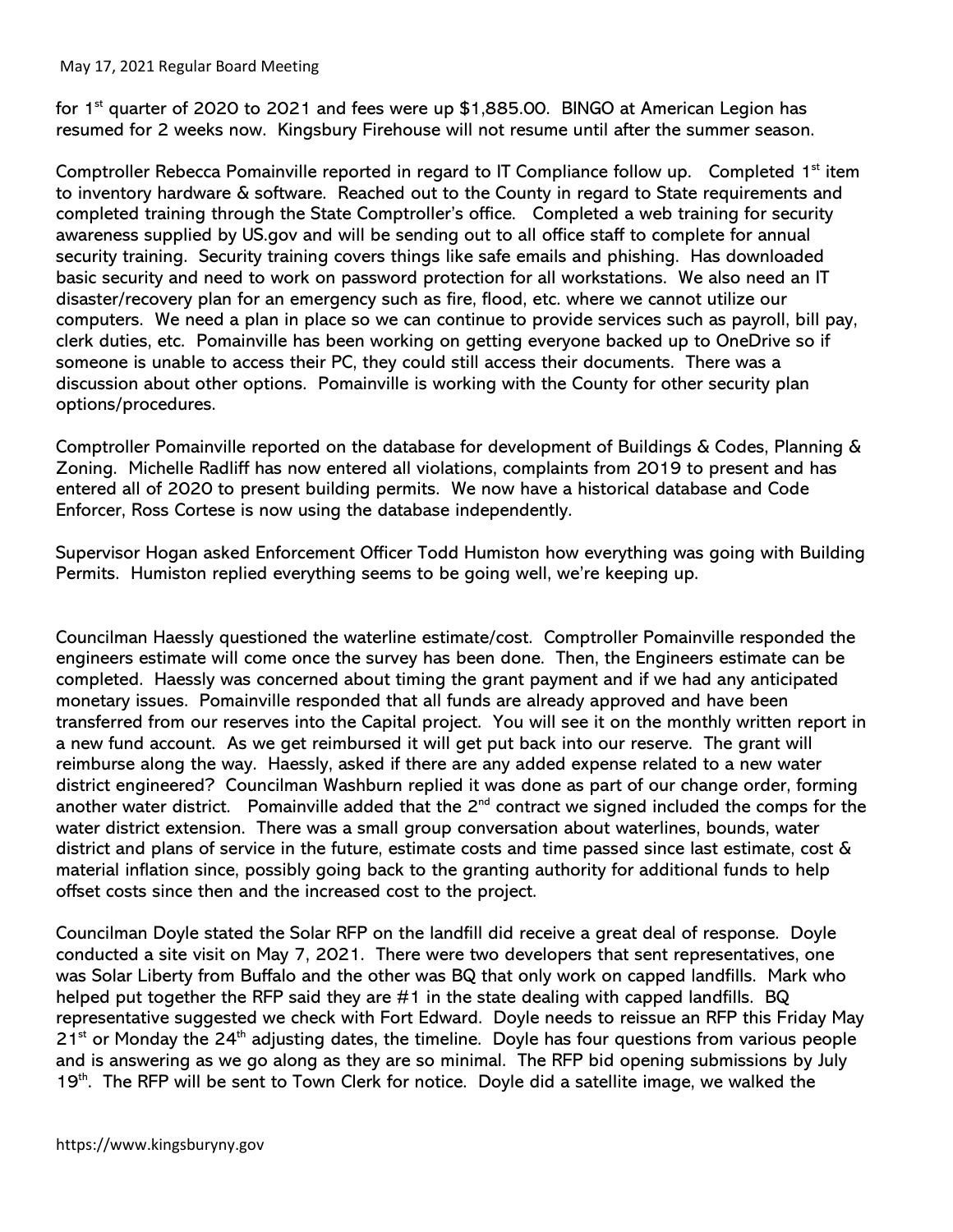for 1st quarter of 2020 to 2021 and fees were up $1,885.00. BINGO at American Legion has resumed for 2 weeks now. Kingsbury Firehouse will not resume until after the summer season.

Comptroller Rebecca Pomainville reported in regard to IT Compliance follow up. Completed 1st item to inventory hardware & software. Reached out to the County in regard to State requirements and completed training through the State Comptroller's office. Completed a web training for security awareness supplied by US.gov and will be sending out to all office staff to complete for annual security training. Security training covers things like safe emails and phishing. Has downloaded basic security and need to work on password protection for all workstations. We also need an IT disaster/recovery plan for an emergency such as fire, flood, etc. where we cannot utilize our computers. We need a plan in place so we can continue to provide services such as payroll, bill pay, clerk duties, etc. Pomainville has been working on getting everyone backed up to OneDrive so if someone is unable to access their PC, they could still access their documents. There was a discussion about other options. Pomainville is working with the County for other security plan options/procedures.

Comptroller Pomainville reported on the database for development of Buildings & Codes, Planning & Zoning. Michelle Radliff has now entered all violations, complaints from 2019 to present and has entered all of 2020 to present building permits. We now have a historical database and Code Enforcer, Ross Cortese is now using the database independently.

Supervisor Hogan asked Enforcement Officer Todd Humiston how everything was going with Building Permits. Humiston replied everything seems to be going well, we're keeping up.

Councilman Haessly questioned the waterline estimate/cost. Comptroller Pomainville responded the engineers estimate will come once the survey has been done. Then, the Engineers estimate can be completed. Haessly was concerned about timing the grant payment and if we had any anticipated monetary issues. Pomainville responded that all funds are already approved and have been transferred from our reserves into the Capital project. You will see it on the monthly written report in a new fund account. As we get reimbursed it will get put back into our reserve. The grant will reimburse along the way. Haessly, asked if there are any added expense related to a new water district engineered? Councilman Washburn replied it was done as part of our change order, forming another water district. Pomainville added that the 2nd contract we signed included the comps for the water district extension. There was a small group conversation about waterlines, bounds, water district and plans of service in the future, estimate costs and time passed since last estimate, cost & material inflation since, possibly going back to the granting authority for additional funds to help offset costs since then and the increased cost to the project.

Councilman Doyle stated the Solar RFP on the landfill did receive a great deal of response. Doyle conducted a site visit on May 7, 2021. There were two developers that sent representatives, one was Solar Liberty from Buffalo and the other was BQ that only work on capped landfills. Mark who helped put together the RFP said they are #1 in the state dealing with capped landfills. BQ representative suggested we check with Fort Edward. Doyle needs to reissue an RFP this Friday May 21st or Monday the 24th adjusting dates, the timeline. Doyle has four questions from various people and is answering as we go along as they are so minimal. The RFP bid opening submissions by July 19th. The RFP will be sent to Town Clerk for notice. Doyle did a satellite image, we walked the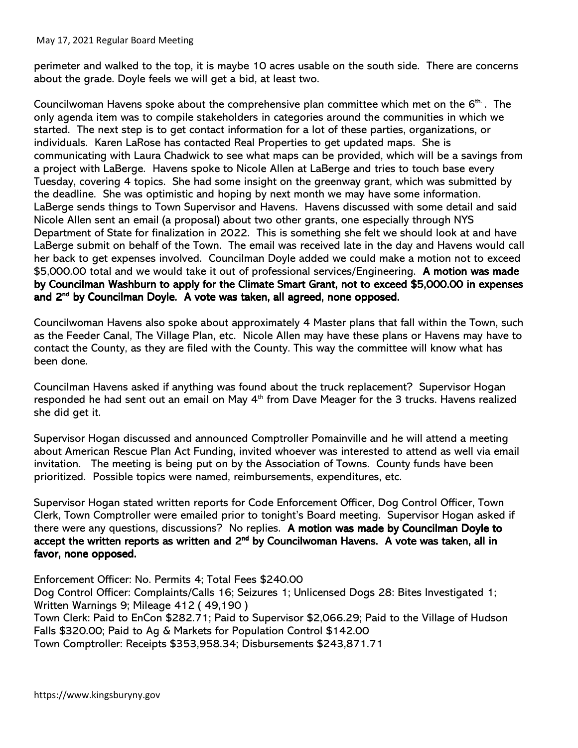perimeter and walked to the top, it is maybe 10 acres usable on the south side. There are concerns about the grade. Doyle feels we will get a bid, at least two.

Councilwoman Havens spoke about the comprehensive plan committee which met on the 6th. The only agenda item was to compile stakeholders in categories around the communities in which we started. The next step is to get contact information for a lot of these parties, organizations, or individuals. Karen LaRose has contacted Real Properties to get updated maps. She is communicating with Laura Chadwick to see what maps can be provided, which will be a savings from a project with LaBerge. Havens spoke to Nicole Allen at LaBerge and tries to touch base every Tuesday, covering 4 topics. She had some insight on the greenway grant, which was submitted by the deadline. She was optimistic and hoping by next month we may have some information. LaBerge sends things to Town Supervisor and Havens. Havens discussed with some detail and said Nicole Allen sent an email (a proposal) about two other grants, one especially through NYS Department of State for finalization in 2022. This is something she felt we should look at and have LaBerge submit on behalf of the Town. The email was received late in the day and Havens would call her back to get expenses involved. Councilman Doyle added we could make a motion not to exceed $5,000.00 total and we would take it out of professional services/Engineering. **A motion was made by Councilman Washburn to apply for the Climate Smart Grant, not to exceed $5,000.00 in expenses and 2nd by Councilman Doyle. A vote was taken, all agreed, none opposed.**

Councilwoman Havens also spoke about approximately 4 Master plans that fall within the Town, such as the Feeder Canal, The Village Plan, etc. Nicole Allen may have these plans or Havens may have to contact the County, as they are filed with the County. This way the committee will know what has been done.

Councilman Havens asked if anything was found about the truck replacement? Supervisor Hogan responded he had sent out an email on May 4th from Dave Meager for the 3 trucks. Havens realized she did get it.

Supervisor Hogan discussed and announced Comptroller Pomainville and he will attend a meeting about American Rescue Plan Act Funding, invited whoever was interested to attend as well via email invitation. The meeting is being put on by the Association of Towns. County funds have been prioritized. Possible topics were named, reimbursements, expenditures, etc.

Supervisor Hogan stated written reports for Code Enforcement Officer, Dog Control Officer, Town Clerk, Town Comptroller were emailed prior to tonight's Board meeting. Supervisor Hogan asked if there were any questions, discussions? No replies. **A motion was made by Councilman Doyle to accept the written reports as written and 2nd by Councilwoman Havens. A vote was taken, all in favor, none opposed.**

Enforcement Officer: No. Permits 4; Total Fees $240.00
Dog Control Officer: Complaints/Calls 16; Seizures 1; Unlicensed Dogs 28: Bites Investigated 1; Written Warnings 9; Mileage 412 ( 49,190 )
Town Clerk: Paid to EnCon $282.71; Paid to Supervisor $2,066.29; Paid to the Village of Hudson Falls $320.00; Paid to Ag & Markets for Population Control $142.00
Town Comptroller: Receipts $353,958.34; Disbursements $243,871.71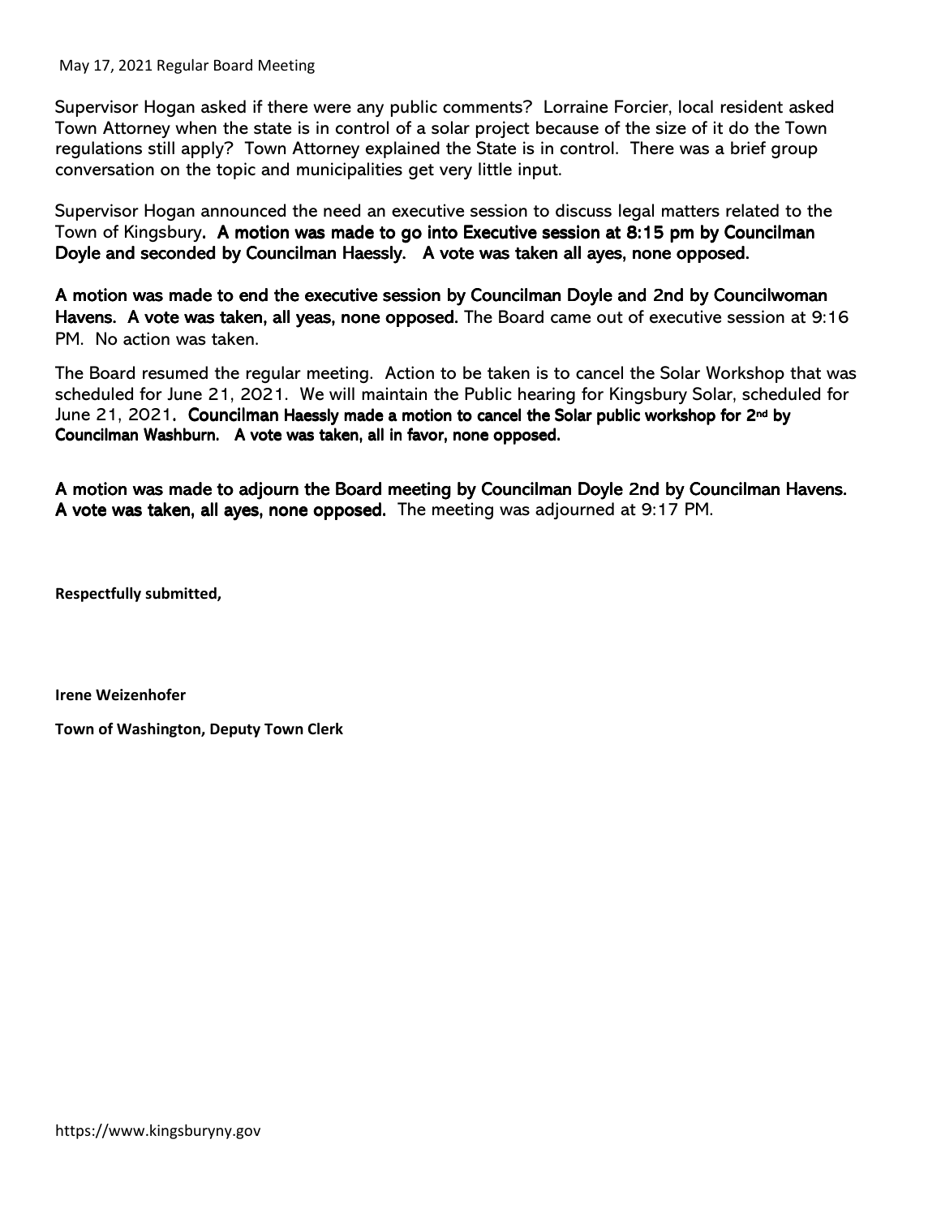May 17, 2021 Regular Board Meeting

Supervisor Hogan asked if there were any public comments? Lorraine Forcier, local resident asked Town Attorney when the state is in control of a solar project because of the size of it do the Town regulations still apply? Town Attorney explained the State is in control. There was a brief group conversation on the topic and municipalities get very little input.

Supervisor Hogan announced the need an executive session to discuss legal matters related to the Town of Kingsbury. **A motion was made to go into Executive session at 8:15 pm by Councilman Doyle and seconded by Councilman Haessly. A vote was taken all ayes, none opposed.**

**A motion was made to end the executive session by Councilman Doyle and 2nd by Councilwoman Havens. A vote was taken, all yeas, none opposed.** The Board came out of executive session at 9:16 PM. No action was taken.

The Board resumed the regular meeting. Action to be taken is to cancel the Solar Workshop that was scheduled for June 21, 2021. We will maintain the Public hearing for Kingsbury Solar, scheduled for June 21, 2021. **Councilman Haessly made a motion to cancel the Solar public workshop for 2nd by Councilman Washburn. A vote was taken, all in favor, none opposed.**

**A motion was made to adjourn the Board meeting by Councilman Doyle 2nd by Councilman Havens. A vote was taken, all ayes, none opposed.** The meeting was adjourned at 9:17 PM.

**Respectfully submitted,**

**Irene Weizenhofer**

**Town of Washington, Deputy Town Clerk**